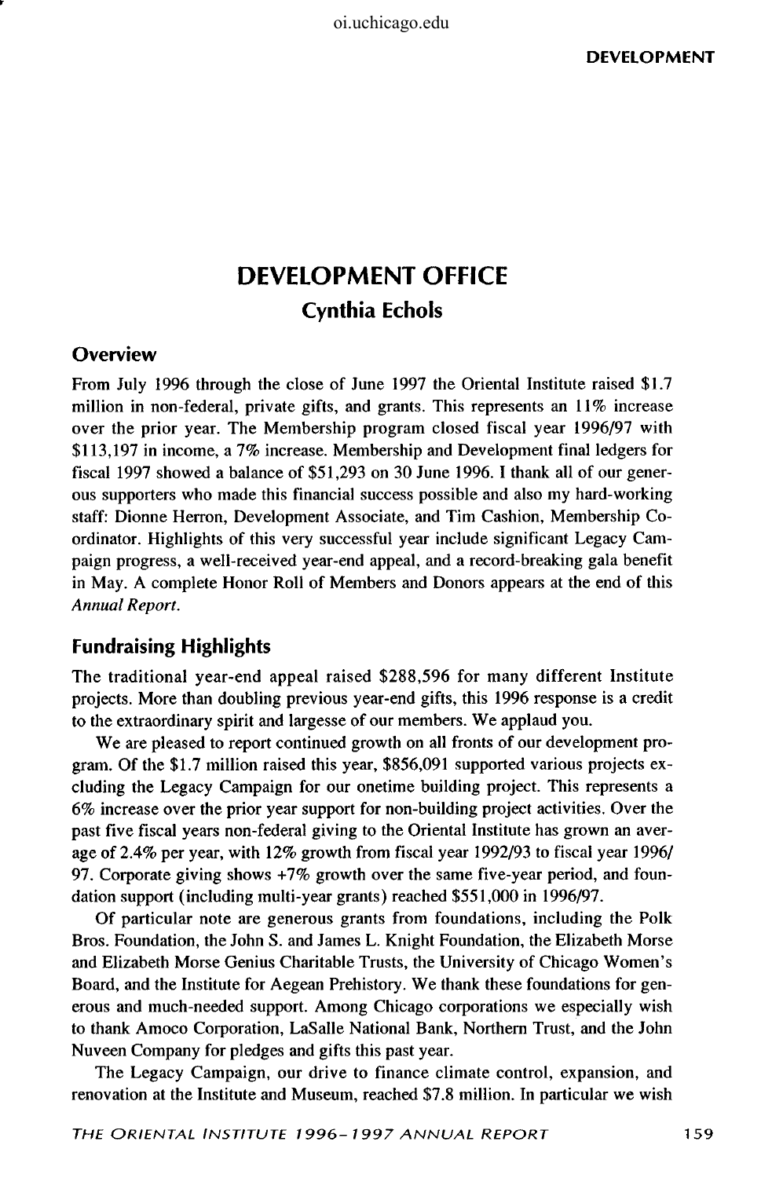# DEVELOPMENT OFFICE

## Cynthia Echols

### Overview

From July 1996 through the close of June 1997 the Oriental Institute raised $1.7 million in non-federal, private gifts, and grants. This represents an 11% increase over the prior year. The Membership program closed fiscal year 1996/97 with $113,197 in income, a 7% increase. Membership and Development final ledgers for fiscal 1997 showed a balance of $51,293 on 30 June 1996. I thank all of our generous supporters who made this financial success possible and also my hard-working staff: Dionne Herron, Development Associate, and Tim Cashion, Membership Coordinator. Highlights of this very successful year include significant Legacy Campaign progress, a well-received year-end appeal, and a record-breaking gala benefit in May. A complete Honor Roll of Members and Donors appears at the end of this *Annual Report*.

### Fundraising Highlights

The traditional year-end appeal raised $288,596 for many different Institute projects. More than doubling previous year-end gifts, this 1996 response is a credit to the extraordinary spirit and largesse of our members. We applaud you.

We are pleased to report continued growth on all fronts of our development program. Of the $1.7 million raised this year, $856,091 supported various projects excluding the Legacy Campaign for our onetime building project. This represents a 6% increase over the prior year support for non-building project activities. Over the past five fiscal years non-federal giving to the Oriental Institute has grown an average of 2.4% per year, with 12% growth from fiscal year 1992/93 to fiscal year 1996/97. Corporate giving shows +7% growth over the same five-year period, and foundation support (including multi-year grants) reached $551,000 in 1996/97.

Of particular note are generous grants from foundations, including the Polk Bros. Foundation, the John S. and James L. Knight Foundation, the Elizabeth Morse and Elizabeth Morse Genius Charitable Trusts, the University of Chicago Women's Board, and the Institute for Aegean Prehistory. We thank these foundations for generous and much-needed support. Among Chicago corporations we especially wish to thank Amoco Corporation, LaSalle National Bank, Northern Trust, and the John Nuveen Company for pledges and gifts this past year.

The Legacy Campaign, our drive to finance climate control, expansion, and renovation at the Institute and Museum, reached $7.8 million. In particular we wish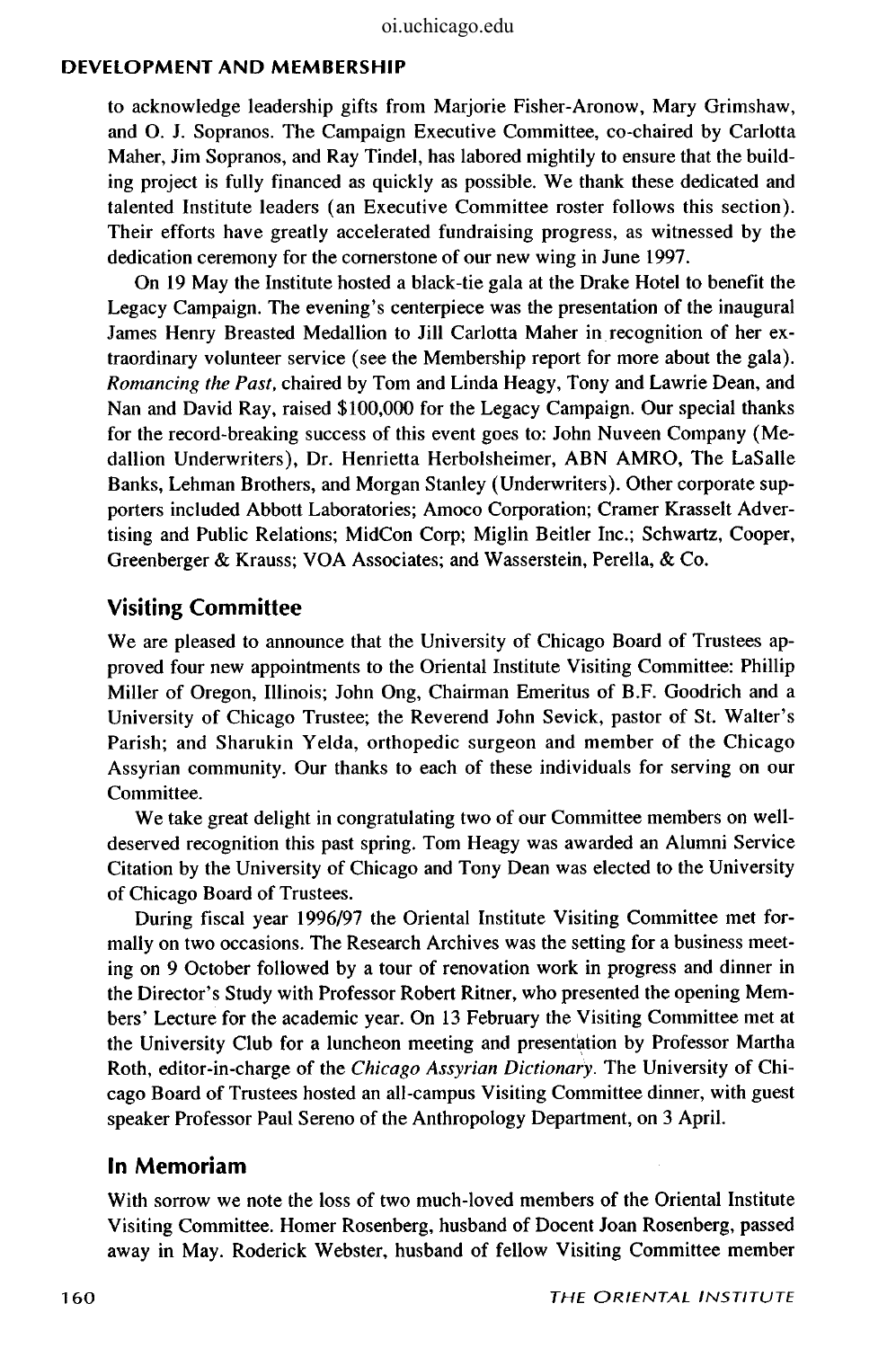to acknowledge leadership gifts from Marjorie Fisher-Aronow, Mary Grimshaw, and O. J. Sopranos. The Campaign Executive Committee, co-chaired by Carlotta Maher, Jim Sopranos, and Ray Tindel, has labored mightily to ensure that the building project is fully financed as quickly as possible. We thank these dedicated and talented Institute leaders (an Executive Committee roster follows this section). Their efforts have greatly accelerated fundraising progress, as witnessed by the dedication ceremony for the cornerstone of our new wing in June 1997.

On 19 May the Institute hosted a black-tie gala at the Drake Hotel to benefit the Legacy Campaign. The evening's centerpiece was the presentation of the inaugural James Henry Breasted Medallion to Jill Carlotta Maher in recognition of her extraordinary volunteer service (see the Membership report for more about the gala). *Romancing the Past*, chaired by Tom and Linda Heagy, Tony and Lawrie Dean, and Nan and David Ray, raised $100,000 for the Legacy Campaign. Our special thanks for the record-breaking success of this event goes to: John Nuveen Company (Medallion Underwriters), Dr. Henrietta Herbolsheimer, ABN AMRO, The LaSalle Banks, Lehman Brothers, and Morgan Stanley (Underwriters). Other corporate supporters included Abbott Laboratories; Amoco Corporation; Cramer Krasselt Advertising and Public Relations; MidCon Corp; Miglin Beitler Inc.; Schwartz, Cooper, Greenberger & Krauss; VOA Associates; and Wasserstein, Perella, & Co.

## Visiting Committee

We are pleased to announce that the University of Chicago Board of Trustees approved four new appointments to the Oriental Institute Visiting Committee: Phillip Miller of Oregon, Illinois; John Ong, Chairman Emeritus of B.F. Goodrich and a University of Chicago Trustee; the Reverend John Sevick, pastor of St. Walter's Parish; and Sharukin Yelda, orthopedic surgeon and member of the Chicago Assyrian community. Our thanks to each of these individuals for serving on our Committee.

We take great delight in congratulating two of our Committee members on well-deserved recognition this past spring. Tom Heagy was awarded an Alumni Service Citation by the University of Chicago and Tony Dean was elected to the University of Chicago Board of Trustees.

During fiscal year 1996/97 the Oriental Institute Visiting Committee met formally on two occasions. The Research Archives was the setting for a business meeting on 9 October followed by a tour of renovation work in progress and dinner in the Director's Study with Professor Robert Ritner, who presented the opening Members' Lecture for the academic year. On 13 February the Visiting Committee met at the University Club for a luncheon meeting and presentation by Professor Martha Roth, editor-in-charge of the *Chicago Assyrian Dictionary*. The University of Chicago Board of Trustees hosted an all-campus Visiting Committee dinner, with guest speaker Professor Paul Sereno of the Anthropology Department, on 3 April.

## In Memoriam

With sorrow we note the loss of two much-loved members of the Oriental Institute Visiting Committee. Homer Rosenberg, husband of Docent Joan Rosenberg, passed away in May. Roderick Webster, husband of fellow Visiting Committee member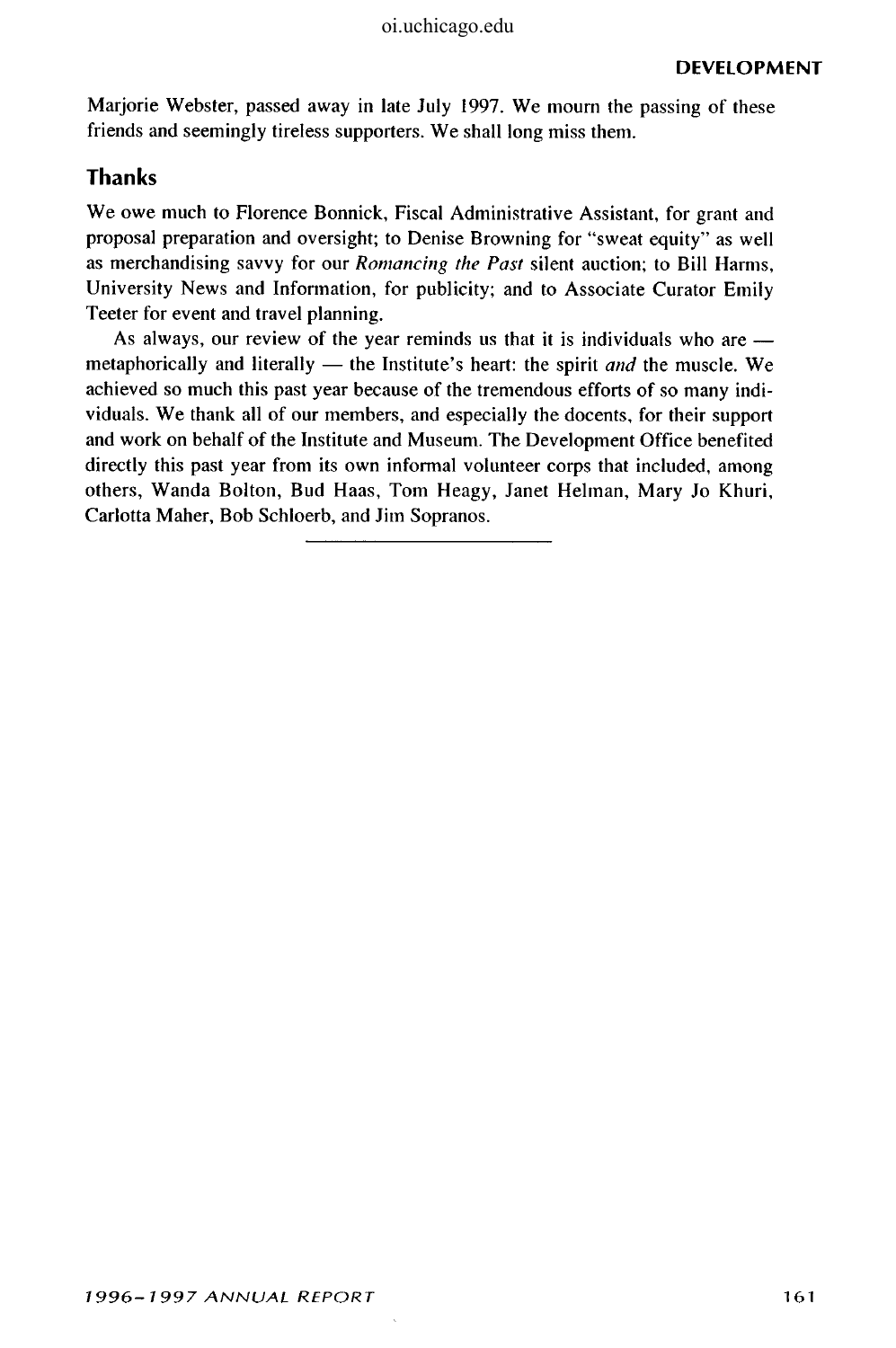Marjorie Webster, passed away in late July 1997. We mourn the passing of these friends and seemingly tireless supporters. We shall long miss them.

## Thanks

We owe much to Florence Bonnick, Fiscal Administrative Assistant, for grant and proposal preparation and oversight; to Denise Browning for "sweat equity" as well as merchandising savvy for our *Romancing the Past* silent auction; to Bill Harms, University News and Information, for publicity; and to Associate Curator Emily Teeter for event and travel planning.

As always, our review of the year reminds us that it is individuals who are — metaphorically and literally — the Institute's heart: the spirit *and* the muscle. We achieved so much this past year because of the tremendous efforts of so many individuals. We thank all of our members, and especially the docents, for their support and work on behalf of the Institute and Museum. The Development Office benefited directly this past year from its own informal volunteer corps that included, among others, Wanda Bolton, Bud Haas, Tom Heagy, Janet Helman, Mary Jo Khuri, Carlotta Maher, Bob Schloerb, and Jim Sopranos.

---